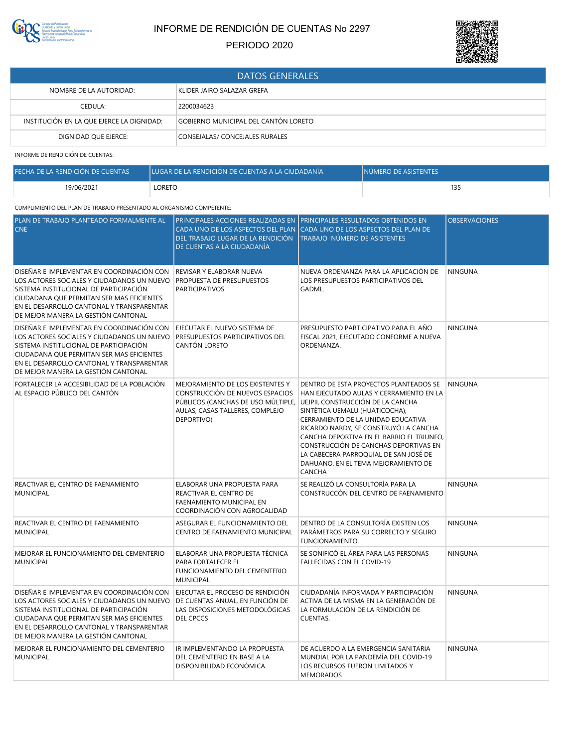# INFORME DE RENDICIÓN DE CUENTAS No 2297

PERIODO 2020

| DATOS GENERALES | |
|---|---|
| NOMBRE DE LA AUTORIDAD: | KLIDER JAIRO SALAZAR GREFA |
| CEDULA: | 2200034623 |
| INSTITUCIÓN EN LA QUE EJERCE LA DIGNIDAD: | GOBIERNO MUNICIPAL DEL CANTÓN LORETO |
| DIGNIDAD QUE EJERCE: | CONSEJALAS/ CONCEJALES RURALES |

INFORME DE RENDICIÓN DE CUENTAS:

| FECHA DE LA RENDICIÓN DE CUENTAS | LUGAR DE LA RENDICIÓN DE CUENTAS A LA CIUDADANÍA | NÚMERO DE ASISTENTES |
|---|---|---|
| 19/06/2021 | LORETO | 135 |

CUMPLIMIENTO DEL PLAN DE TRABAJO PRESENTADO AL ORGANISMO COMPETENTE:

| PLAN DE TRABAJO PLANTEADO FORMALMENTE AL CNE | PRINCIPALES ACCIONES REALIZADAS EN CADA UNO DE LOS ASPECTOS DEL PLAN DEL TRABAJO LUGAR DE LA RENDICIÓN DE CUENTAS A LA CIUDADANÍA | PRINCIPALES RESULTADOS OBTENIDOS EN CADA UNO DE LOS ASPECTOS DEL PLAN DE TRABAJO NÚMERO DE ASISTENTES | OBSERVACIONES |
|---|---|---|---|
| DISEÑAR E IMPLEMENTAR EN COORDINACIÓN CON LOS ACTORES SOCIALES Y CIUDADANOS UN NUEVO SISTEMA INSTITUCIONAL DE PARTICIPACIÓN CIUDADANA QUE PERMITAN SER MAS EFICIENTES EN EL DESARROLLO CANTONAL Y TRANSPARENTAR DE MEJOR MANERA LA GESTIÓN CANTONAL | REVISAR Y ELABORAR NUEVA PROPUESTA DE PRESUPUESTOS PARTICIPATIVOS | NUEVA ORDENANZA PARA LA APLICACIÓN DE LOS PRESUPUESTOS PARTICIPATIVOS DEL GADML. | NINGUNA |
| DISEÑAR E IMPLEMENTAR EN COORDINACIÓN CON LOS ACTORES SOCIALES Y CIUDADANOS UN NUEVO SISTEMA INSTITUCIONAL DE PARTICIPACIÓN CIUDADANA QUE PERMITAN SER MAS EFICIENTES EN EL DESARROLLO CANTONAL Y TRANSPARENTAR DE MEJOR MANERA LA GESTIÓN CANTONAL | EJECUTAR EL NUEVO SISTEMA DE PRESUPUESTOS PARTICIPATIVOS DEL CANTÓN LORETO | PRESUPUESTO PARTICIPATIVO PARA EL AÑO FISCAL 2021, EJECUTADO CONFORME A NUEVA ORDENANZA. | NINGUNA |
| FORTALECER LA ACCESIBILIDAD DE LA POBLACIÓN AL ESPACIO PÚBLICO DEL CANTÓN | MEJORAMIENTO DE LOS EXISTENTES Y CONSTRUCCIÓN DE NUEVOS ESPACIOS PÚBLICOS (CANCHAS DE USO MÚLTIPLE, AULAS, CASAS TALLERES, COMPLEJO DEPORTIVO) | DENTRO DE ESTA PROYECTOS PLANTEADOS SE HAN EJECUTADO AULAS Y CERRAMIENTO EN LA UEJPII, CONSTRUCCIÓN DE LA CANCHA SINTÉTICA UEMALU (HUATICOCHA), CERRAMIENTO DE LA UNIDAD EDUCATIVA RICARDO NARDY, SE CONSTRUYÓ LA CANCHA CANCHA DEPORTIVA EN EL BARRIO EL TRIUNFO, CONSTRUCCIÓN DE CANCHAS DEPORTIVAS EN LA CABECERA PARROQUIAL DE SAN JOSÉ DE DAHUANO. EN EL TEMA MEJORAMIENTO DE CANCHA | NINGUNA |
| REACTIVAR EL CENTRO DE FAENAMIENTO MUNICIPAL | ELABORAR UNA PROPUESTA PARA REACTIVAR EL CENTRO DE FAENAMIENTO MUNICIPAL EN COORDINACIÓN CON AGROCALIDAD | SE REALIZÓ LA CONSULTORÍA PARA LA CONSTRUCCÓN DEL CENTRO DE FAENAMIENTO | NINGUNA |
| REACTIVAR EL CENTRO DE FAENAMIENTO MUNICIPAL | ASEGURAR EL FUNCIONAMIENTO DEL CENTRO DE FAENAMIENTO MUNICIPAL | DENTRO DE LA CONSULTORÍA EXISTEN LOS PARÁMETROS PARA SU CORRECTO Y SEGURO FUNCIONAMIENTO. | NINGUNA |
| MEJORAR EL FUNCIONAMIENTO DEL CEMENTERIO MUNICIPAL | ELABORAR UNA PROPUESTA TÉCNICA PARA FORTALECER EL FUNCIONAMIENTO DEL CEMENTERIO MUNICIPAL | SE SONIFICÓ EL ÁREA PARA LAS PERSONAS FALLECIDAS CON EL COVID-19 | NINGUNA |
| DISEÑAR E IMPLEMENTAR EN COORDINACIÓN CON LOS ACTORES SOCIALES Y CIUDADANOS UN NUEVO SISTEMA INSTITUCIONAL DE PARTICIPACIÓN CIUDADANA QUE PERMITAN SER MAS EFICIENTES EN EL DESARROLLO CANTONAL Y TRANSPARENTAR DE MEJOR MANERA LA GESTIÓN CANTONAL | EJECUTAR EL PROCESO DE RENDICIÓN DE CUENTAS ANUAL, EN FUNCIÓN DE LAS DISPOSICIONES METODOLÓGICAS DEL CPCCS | CIUDADANÍA INFORMADA Y PARTICIPACIÓN ACTIVA DE LA MISMA EN LA GENERACIÓN DE LA FORMULACIÓN DE LA RENDICIÓN DE CUENTAS. | NINGUNA |
| MEJORAR EL FUNCIONAMIENTO DEL CEMENTERIO MUNICIPAL | IR IMPLEMENTANDO LA PROPUESTA DEL CEMENTERIO EN BASE A LA DISPONIBILIDAD ECONÓMICA | DE ACUERDO A LA EMERGENCIA SANITARIA MUNDIAL POR LA PANDEMÍA DEL COVID-19 LOS RECURSOS FUERON LIMITADOS Y MEMORADOS | NINGUNA |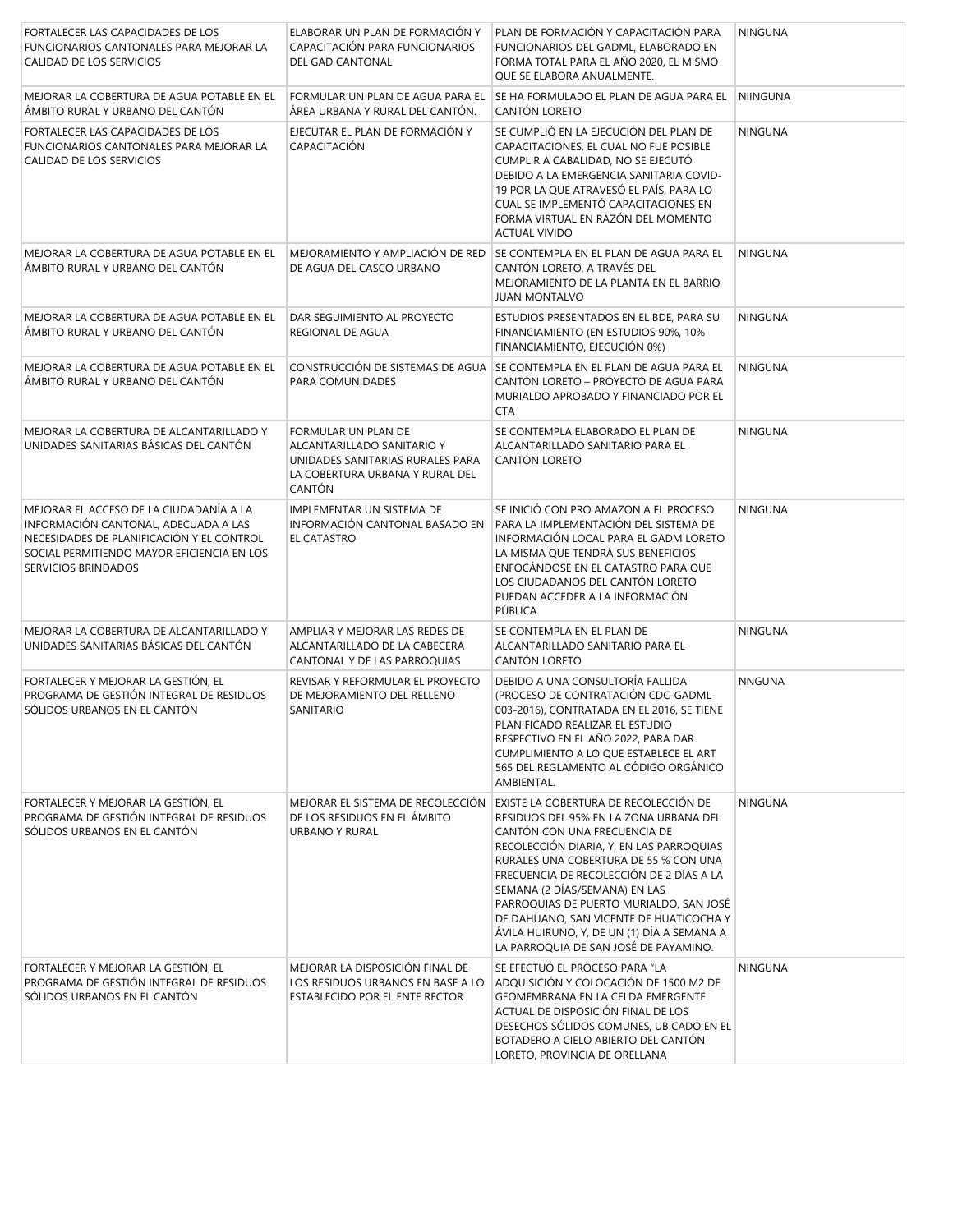| FORTALECER LAS CAPACIDADES DE LOS FUNCIONARIOS CANTONALES PARA MEJORAR LA CALIDAD DE LOS SERVICIOS | ELABORAR UN PLAN DE FORMACIÓN Y CAPACITACIÓN PARA FUNCIONARIOS DEL GAD CANTONAL | PLAN DE FORMACIÓN Y CAPACITACIÓN PARA FUNCIONARIOS DEL GADML, ELABORADO EN FORMA TOTAL PARA EL AÑO 2020, EL MISMO QUE SE ELABORA ANUALMENTE. | NINGUNA |
|---|---|---|---|
| MEJORAR LA COBERTURA DE AGUA POTABLE EN EL ÁMBITO RURAL Y URBANO DEL CANTÓN | FORMULAR UN PLAN DE AGUA PARA EL ÁREA URBANA Y RURAL DEL CANTÓN. | SE HA FORMULADO EL PLAN DE AGUA PARA EL CANTÓN LORETO | NIINGUNA |
| FORTALECER LAS CAPACIDADES DE LOS FUNCIONARIOS CANTONALES PARA MEJORAR LA CALIDAD DE LOS SERVICIOS | EJECUTAR EL PLAN DE FORMACIÓN Y CAPACITACIÓN | SE CUMPLIÓ EN LA EJECUCIÓN DEL PLAN DE CAPACITACIONES, EL CUAL NO FUE POSIBLE CUMPLIR A CABALIDAD, NO SE EJECUTÓ DEBIDO A LA EMERGENCIA SANITARIA COVID-19 POR LA QUE ATRAVESÓ EL PAÍS, PARA LO CUAL SE IMPLEMENTÓ CAPACITACIONES EN FORMA VIRTUAL EN RAZÓN DEL MOMENTO ACTUAL VIVIDO | NINGUNA |
| MEJORAR LA COBERTURA DE AGUA POTABLE EN EL ÁMBITO RURAL Y URBANO DEL CANTÓN | MEJORAMIENTO Y AMPLIACIÓN DE RED DE AGUA DEL CASCO URBANO | SE CONTEMPLA EN EL PLAN DE AGUA PARA EL CANTÓN LORETO, A TRAVÉS DEL MEJORAMIENTO DE LA PLANTA EN EL BARRIO JUAN MONTALVO | NINGUNA |
| MEJORAR LA COBERTURA DE AGUA POTABLE EN EL ÁMBITO RURAL Y URBANO DEL CANTÓN | DAR SEGUIMIENTO AL PROYECTO REGIONAL DE AGUA | ESTUDIOS PRESENTADOS EN EL BDE, PARA SU FINANCIAMIENTO (EN ESTUDIOS 90%, 10% FINANCIAMIENTO, EJECUCIÓN 0%) | NINGUNA |
| MEJORAR LA COBERTURA DE AGUA POTABLE EN EL ÁMBITO RURAL Y URBANO DEL CANTÓN | CONSTRUCCIÓN DE SISTEMAS DE AGUA PARA COMUNIDADES | SE CONTEMPLA EN EL PLAN DE AGUA PARA EL CANTÓN LORETO – PROYECTO DE AGUA PARA MURIALDO APROBADO Y FINANCIADO POR EL CTA | NINGUNA |
| MEJORAR LA COBERTURA DE ALCANTARILLADO Y UNIDADES SANITARIAS BÁSICAS DEL CANTÓN | FORMULAR UN PLAN DE ALCANTARILLADO SANITARIO Y UNIDADES SANITARIAS RURALES PARA LA COBERTURA URBANA Y RURAL DEL CANTÓN | SE CONTEMPLA ELABORADO EL PLAN DE ALCANTARILLADO SANITARIO PARA EL CANTÓN LORETO | NINGUNA |
| MEJORAR EL ACCESO DE LA CIUDADANÍA A LA INFORMACIÓN CANTONAL, ADECUADA A LAS NECESIDADES DE PLANIFICACIÓN Y EL CONTROL SOCIAL PERMITIENDO MAYOR EFICIENCIA EN LOS SERVICIOS BRINDADOS | IMPLEMENTAR UN SISTEMA DE INFORMACIÓN CANTONAL BASADO EN EL CATASTRO | SE INICIÓ CON PRO AMAZONIA EL PROCESO PARA LA IMPLEMENTACIÓN DEL SISTEMA DE INFORMACIÓN LOCAL PARA EL GADM LORETO LA MISMA QUE TENDRÁ SUS BENEFICIOS ENFOCÁNDOSE EN EL CATASTRO PARA QUE LOS CIUDADANOS DEL CANTÓN LORETO PUEDAN ACCEDER A LA INFORMACIÓN PÚBLICA. | NINGUNA |
| MEJORAR LA COBERTURA DE ALCANTARILLADO Y UNIDADES SANITARIAS BÁSICAS DEL CANTÓN | AMPLIAR Y MEJORAR LAS REDES DE ALCANTARILLADO DE LA CABECERA CANTONAL Y DE LAS PARROQUIAS | SE CONTEMPLA EN EL PLAN DE ALCANTARILLADO SANITARIO PARA EL CANTÓN LORETO | NINGUNA |
| FORTALECER Y MEJORAR LA GESTIÓN, EL PROGRAMA DE GESTIÓN INTEGRAL DE RESIDUOS SÓLIDOS URBANOS EN EL CANTÓN | REVISAR Y REFORMULAR EL PROYECTO DE MEJORAMIENTO DEL RELLENO SANITARIO | DEBIDO A UNA CONSULTORÍA FALLIDA (PROCESO DE CONTRATACIÓN CDC-GADML-003-2016), CONTRATADA EN EL 2016, SE TIENE PLANIFICADO REALIZAR EL ESTUDIO RESPECTIVO EN EL AÑO 2022, PARA DAR CUMPLIMIENTO A LO QUE ESTABLECE EL ART 565 DEL REGLAMENTO AL CÓDIGO ORGÁNICO AMBIENTAL. | NNGUNA |
| FORTALECER Y MEJORAR LA GESTIÓN, EL PROGRAMA DE GESTIÓN INTEGRAL DE RESIDUOS SÓLIDOS URBANOS EN EL CANTÓN | MEJORAR EL SISTEMA DE RECOLECCIÓN DE LOS RESIDUOS EN EL ÁMBITO URBANO Y RURAL | EXISTE LA COBERTURA DE RECOLECCIÓN DE RESIDUOS DEL 95% EN LA ZONA URBANA DEL CANTÓN CON UNA FRECUENCIA DE RECOLECCIÓN DIARIA, Y, EN LAS PARROQUIAS RURALES UNA COBERTURA DE 55 % CON UNA FRECUENCIA DE RECOLECCIÓN DE 2 DÍAS A LA SEMANA (2 DÍAS/SEMANA) EN LAS PARROQUIAS DE PUERTO MURIALDO, SAN JOSÉ DE DAHUANO, SAN VICENTE DE HUATICOCHA Y ÁVILA HUIRUNO, Y, DE UN (1) DÍA A SEMANA A LA PARROQUIA DE SAN JOSÉ DE PAYAMINO. | NINGUNA |
| FORTALECER Y MEJORAR LA GESTIÓN, EL PROGRAMA DE GESTIÓN INTEGRAL DE RESIDUOS SÓLIDOS URBANOS EN EL CANTÓN | MEJORAR LA DISPOSICIÓN FINAL DE LOS RESIDUOS URBANOS EN BASE A LO ESTABLECIDO POR EL ENTE RECTOR | SE EFECTUÓ EL PROCESO PARA "LA ADQUISICIÓN Y COLOCACIÓN DE 1500 M2 DE GEOMEMBRANA EN LA CELDA EMERGENTE ACTUAL DE DISPOSICIÓN FINAL DE LOS DESECHOS SÓLIDOS COMUNES, UBICADO EN EL BOTADERO A CIELO ABIERTO DEL CANTÓN LORETO, PROVINCIA DE ORELLANA | NINGUNA |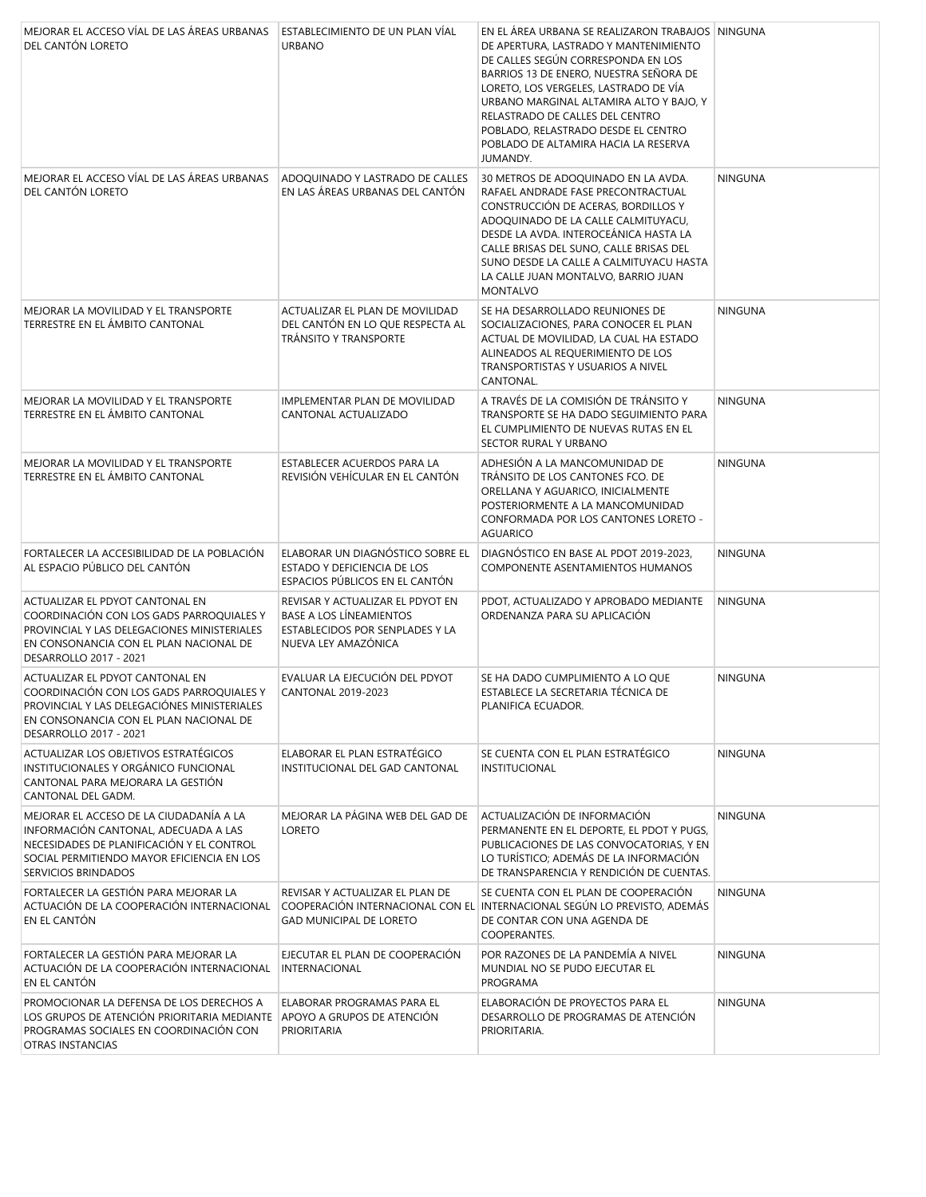| | | | |
|---|---|---|---|
| MEJORAR EL ACCESO VÍAL DE LAS ÁREAS URBANAS DEL CANTÓN LORETO | ESTABLECIMIENTO DE UN PLAN VÍAL URBANO | EN EL ÁREA URBANA SE REALIZARON TRABAJOS DE APERTURA, LASTRADO Y MANTENIMIENTO DE CALLES SEGÚN CORRESPONDA EN LOS BARRIOS 13 DE ENERO, NUESTRA SEÑORA DE LORETO, LOS VERGELES, LASTRADO DE VÍA URBANO MARGINAL ALTAMIRA ALTO Y BAJO, Y RELASTRADO DE CALLES DEL CENTRO POBLADO, RELASTRADO DESDE EL CENTRO POBLADO DE ALTAMIRA HACIA LA RESERVA JUMANDY. | NINGUNA |
| MEJORAR EL ACCESO VÍAL DE LAS ÁREAS URBANAS DEL CANTÓN LORETO | ADOQUINADO Y LASTRADO DE CALLES EN LAS ÁREAS URBANAS DEL CANTÓN | 30 METROS DE ADOQUINADO EN LA AVDA. RAFAEL ANDRADE FASE PRECONTRACTUAL CONSTRUCCIÓN DE ACERAS, BORDILLOS Y ADOQUINADO DE LA CALLE CALMITUYACU, DESDE LA AVDA. INTEROCEÁNICA HASTA LA CALLE BRISAS DEL SUNO, CALLE BRISAS DEL SUNO DESDE LA CALLE A CALMITUYACU HASTA LA CALLE JUAN MONTALVO, BARRIO JUAN MONTALVO | NINGUNA |
| MEJORAR LA MOVILIDAD Y EL TRANSPORTE TERRESTRE EN EL ÁMBITO CANTONAL | ACTUALIZAR EL PLAN DE MOVILIDAD DEL CANTÓN EN LO QUE RESPECTA AL TRÁNSITO Y TRANSPORTE | SE HA DESARROLLADO REUNIONES DE SOCIALIZACIONES, PARA CONOCER EL PLAN ACTUAL DE MOVILIDAD, LA CUAL HA ESTADO ALINEADOS AL REQUERIMIENTO DE LOS TRANSPORTISTAS Y USUARIOS A NIVEL CANTONAL. | NINGUNA |
| MEJORAR LA MOVILIDAD Y EL TRANSPORTE TERRESTRE EN EL ÁMBITO CANTONAL | IMPLEMENTAR PLAN DE MOVILIDAD CANTONAL ACTUALIZADO | A TRAVÉS DE LA COMISIÓN DE TRÁNSITO Y TRANSPORTE SE HA DADO SEGUIMIENTO PARA EL CUMPLIMIENTO DE NUEVAS RUTAS EN EL SECTOR RURAL Y URBANO | NINGUNA |
| MEJORAR LA MOVILIDAD Y EL TRANSPORTE TERRESTRE EN EL ÁMBITO CANTONAL | ESTABLECER ACUERDOS PARA LA REVISIÓN VEHÍCULAR EN EL CANTÓN | ADHESIÓN A LA MANCOMUNIDAD DE TRÁNSITO DE LOS CANTONES FCO. DE ORELLANA Y AGUARICO, INICIALMENTE POSTERIORMENTE A LA MANCOMUNIDAD CONFORMADA POR LOS CANTONES LORETO - AGUARICO | NINGUNA |
| FORTALECER LA ACCESIBILIDAD DE LA POBLACIÓN AL ESPACIO PÚBLICO DEL CANTÓN | ELABORAR UN DIAGNÓSTICO SOBRE EL ESTADO Y DEFICIENCIA DE LOS ESPACIOS PÚBLICOS EN EL CANTÓN | DIAGNÓSTICO EN BASE AL PDOT 2019-2023, COMPONENTE ASENTAMIENTOS HUMANOS | NINGUNA |
| ACTUALIZAR EL PDYOT CANTONAL EN COORDINACIÓN CON LOS GADS PARROQUIALES Y PROVINCIAL Y LAS DELEGACIONES MINISTERIALES EN CONSONANCIA CON EL PLAN NACIONAL DE DESARROLLO 2017 - 2021 | REVISAR Y ACTUALIZAR EL PDYOT EN BASE A LOS LÍNEAMIENTOS ESTABLECIDOS POR SENPLADES Y LA NUEVA LEY AMAZÓNICA | PDOT, ACTUALIZADO Y APROBADO MEDIANTE ORDENANZA PARA SU APLICACIÓN | NINGUNA |
| ACTUALIZAR EL PDYOT CANTONAL EN COORDINACIÓN CON LOS GADS PARROQUIALES Y PROVINCIAL Y LAS DELEGACIÓNES MINISTERIALES EN CONSONANCIA CON EL PLAN NACIONAL DE DESARROLLO 2017 - 2021 | EVALUAR LA EJECUCIÓN DEL PDYOT CANTONAL 2019-2023 | SE HA DADO CUMPLIMIENTO A LO QUE ESTABLECE LA SECRETARIA TÉCNICA DE PLANIFICA ECUADOR. | NINGUNA |
| ACTUALIZAR LOS OBJETIVOS ESTRATÉGICOS INSTITUCIONALES Y ORGÁNICO FUNCIONAL CANTONAL PARA MEJORARA LA GESTIÓN CANTONAL DEL GADM. | ELABORAR EL PLAN ESTRATÉGICO INSTITUCIONAL DEL GAD CANTONAL | SE CUENTA CON EL PLAN ESTRATÉGICO INSTITUCIONAL | NINGUNA |
| MEJORAR EL ACCESO DE LA CIUDADANÍA A LA INFORMACIÓN CANTONAL, ADECUADA A LAS NECESIDADES DE PLANIFICACIÓN Y EL CONTROL SOCIAL PERMITIENDO MAYOR EFICIENCIA EN LOS SERVICIOS BRINDADOS | MEJORAR LA PÁGINA WEB DEL GAD DE LORETO | ACTUALIZACIÓN DE INFORMACIÓN PERMANENTE EN EL DEPORTE, EL PDOT Y PUGS, PUBLICACIONES DE LAS CONVOCATORIAS, Y EN LO TURÍSTICO; ADEMÁS DE LA INFORMACIÓN DE TRANSPARENCIA Y RENDICIÓN DE CUENTAS. | NINGUNA |
| FORTALECER LA GESTIÓN PARA MEJORAR LA ACTUACIÓN DE LA COOPERACIÓN INTERNACIONAL EN EL CANTÓN | REVISAR Y ACTUALIZAR EL PLAN DE COOPERACIÓN INTERNACIONAL CON EL GAD MUNICIPAL DE LORETO | SE CUENTA CON EL PLAN DE COOPERACIÓN INTERNACIONAL SEGÚN LO PREVISTO, ADEMÁS DE CONTAR CON UNA AGENDA DE COOPERANTES. | NINGUNA |
| FORTALECER LA GESTIÓN PARA MEJORAR LA ACTUACIÓN DE LA COOPERACIÓN INTERNACIONAL EN EL CANTÓN | EJECUTAR EL PLAN DE COOPERACIÓN INTERNACIONAL | POR RAZONES DE LA PANDEMÍA A NIVEL MUNDIAL NO SE PUDO EJECUTAR EL PROGRAMA | NINGUNA |
| PROMOCIONAR LA DEFENSA DE LOS DERECHOS A LOS GRUPOS DE ATENCIÓN PRIORITARIA MEDIANTE PROGRAMAS SOCIALES EN COORDINACIÓN CON OTRAS INSTANCIAS | ELABORAR PROGRAMAS PARA EL APOYO A GRUPOS DE ATENCIÓN PRIORITARIA | ELABORACIÓN DE PROYECTOS PARA EL DESARROLLO DE PROGRAMAS DE ATENCIÓN PRIORITARIA. | NINGUNA |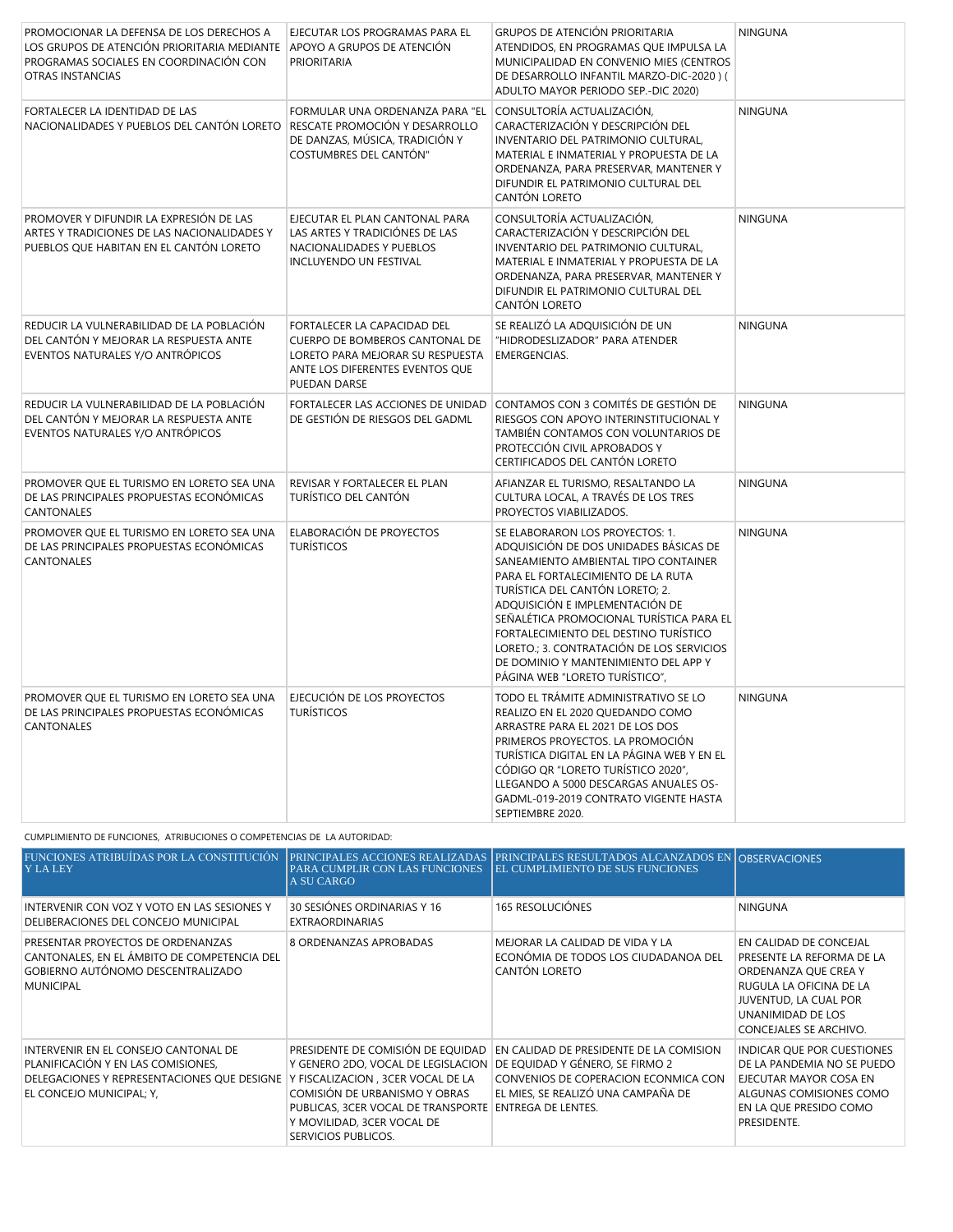| | | | |
|---|---|---|---|
| PROMOCIONAR LA DEFENSA DE LOS DERECHOS A LOS GRUPOS DE ATENCIÓN PRIORITARIA MEDIANTE PROGRAMAS SOCIALES EN COORDINACIÓN CON OTRAS INSTANCIAS | EJECUTAR LOS PROGRAMAS PARA EL APOYO A GRUPOS DE ATENCIÓN PRIORITARIA | GRUPOS DE ATENCIÓN PRIORITARIA ATENDIDOS, EN PROGRAMAS QUE IMPULSA LA MUNICIPALIDAD EN CONVENIO MIES (CENTROS DE DESARROLLO INFANTIL MARZO-DIC-2020 ) ( ADULTO MAYOR PERIODO SEP.-DIC 2020) | NINGUNA |
| FORTALECER LA IDENTIDAD DE LAS NACIONALIDADES Y PUEBLOS DEL CANTÓN LORETO | FORMULAR UNA ORDENANZA PARA "EL RESCATE PROMOCIÓN Y DESARROLLO DE DANZAS, MÚSICA, TRADICIÓN Y COSTUMBRES DEL CANTÓN" | CONSULTORÍA ACTUALIZACIÓN, CARACTERIZACIÓN Y DESCRIPCIÓN DEL INVENTARIO DEL PATRIMONIO CULTURAL, MATERIAL E INMATERIAL Y PROPUESTA DE LA ORDENANZA, PARA PRESERVAR, MANTENER Y DIFUNDIR EL PATRIMONIO CULTURAL DEL CANTÓN LORETO | NINGUNA |
| PROMOVER Y DIFUNDIR LA EXPRESIÓN DE LAS ARTES Y TRADICIONES DE LAS NACIONALIDADES Y PUEBLOS QUE HABITAN EN EL CANTÓN LORETO | EJECUTAR EL PLAN CANTONAL PARA LAS ARTES Y TRADICIÓNES DE LAS NACIONALIDADES Y PUEBLOS INCLUYENDO UN FESTIVAL | CONSULTORÍA ACTUALIZACIÓN, CARACTERIZACIÓN Y DESCRIPCIÓN DEL INVENTARIO DEL PATRIMONIO CULTURAL, MATERIAL E INMATERIAL Y PROPUESTA DE LA ORDENANZA, PARA PRESERVAR, MANTENER Y DIFUNDIR EL PATRIMONIO CULTURAL DEL CANTÓN LORETO | NINGUNA |
| REDUCIR LA VULNERABILIDAD DE LA POBLACIÓN DEL CANTÓN Y MEJORAR LA RESPUESTA ANTE EVENTOS NATURALES Y/O ANTRÓPICOS | FORTALECER LA CAPACIDAD DEL CUERPO DE BOMBEROS CANTONAL DE LORETO PARA MEJORAR SU RESPUESTA ANTE LOS DIFERENTES EVENTOS QUE PUEDAN DARSE | SE REALIZÓ LA ADQUISICIÓN DE UN "HIDRODESLIZADOR" PARA ATENDER EMERGENCIAS. | NINGUNA |
| REDUCIR LA VULNERABILIDAD DE LA POBLACIÓN DEL CANTÓN Y MEJORAR LA RESPUESTA ANTE EVENTOS NATURALES Y/O ANTRÓPICOS | FORTALECER LAS ACCIONES DE UNIDAD DE GESTIÓN DE RIESGOS DEL GADML | CONTAMOS CON 3 COMITÉS DE GESTIÓN DE RIESGOS CON APOYO INTERINSTITUCIONAL Y TAMBIÉN CONTAMOS CON VOLUNTARIOS DE PROTECCIÓN CIVIL APROBADOS Y CERTIFICADOS DEL CANTÓN LORETO | NINGUNA |
| PROMOVER QUE EL TURISMO EN LORETO SEA UNA DE LAS PRINCIPALES PROPUESTAS ECONÓMICAS CANTONALES | REVISAR Y FORTALECER EL PLAN TURÍSTICO DEL CANTÓN | AFIANZAR EL TURISMO, RESALTANDO LA CULTURA LOCAL, A TRAVÉS DE LOS TRES PROYECTOS VIABILIZADOS. | NINGUNA |
| PROMOVER QUE EL TURISMO EN LORETO SEA UNA DE LAS PRINCIPALES PROPUESTAS ECONÓMICAS CANTONALES | ELABORACIÓN DE PROYECTOS TURÍSTICOS | SE ELABORARON LOS PROYECTOS: 1. ADQUISICIÓN DE DOS UNIDADES BÁSICAS DE SANEAMIENTO AMBIENTAL TIPO CONTAINER PARA EL FORTALECIMIENTO DE LA RUTA TURÍSTICA DEL CANTÓN LORETO; 2. ADQUISICIÓN E IMPLEMENTACIÓN DE SEÑALÉTICA PROMOCIONAL TURÍSTICA PARA EL FORTALECIMIENTO DEL DESTINO TURÍSTICO LORETO.; 3. CONTRATACIÓN DE LOS SERVICIOS DE DOMINIO Y MANTENIMIENTO DEL APP Y PÁGINA WEB "LORETO TURÍSTICO", | NINGUNA |
| PROMOVER QUE EL TURISMO EN LORETO SEA UNA DE LAS PRINCIPALES PROPUESTAS ECONÓMICAS CANTONALES | EJECUCIÓN DE LOS PROYECTOS TURÍSTICOS | TODO EL TRÁMITE ADMINISTRATIVO SE LO REALIZO EN EL 2020 QUEDANDO COMO ARRASTRE PARA EL 2021 DE LOS DOS PRIMEROS PROYECTOS. LA PROMOCIÓN TURÍSTICA DIGITAL EN LA PÁGINA WEB Y EN EL CÓDIGO QR "LORETO TURÍSTICO 2020", LLEGANDO A 5000 DESCARGAS ANUALES OS-GADML-019-2019 CONTRATO VIGENTE HASTA SEPTIEMBRE 2020. | NINGUNA |

CUMPLIMIENTO DE FUNCIONES, ATRIBUCIONES O COMPETENCIAS DE LA AUTORIDAD:

| FUNCIONES ATRIBUÍDAS POR LA CONSTITUCIÓN Y LA LEY | PRINCIPALES ACCIONES REALIZADAS PARA CUMPLIR CON LAS FUNCIONES A SU CARGO | PRINCIPALES RESULTADOS ALCANZADOS EN EL CUMPLIMIENTO DE SUS FUNCIONES | OBSERVACIONES |
|---|---|---|---|
| INTERVENIR CON VOZ Y VOTO EN LAS SESIONES Y DELIBERACIONES DEL CONCEJO MUNICIPAL | 30 SESIÓNES ORDINARIAS Y 16 EXTRAORDINARIAS | 165 RESOLUCIÓNES | NINGUNA |
| PRESENTAR PROYECTOS DE ORDENANZAS CANTONALES, EN EL ÁMBITO DE COMPETENCIA DEL GOBIERNO AUTÓNOMO DESCENTRALIZADO MUNICIPAL | 8 ORDENANZAS APROBADAS | MEJORAR LA CALIDAD DE VIDA Y LA ECONÓMIA DE TODOS LOS CIUDADANOA DEL CANTÓN LORETO | EN CALIDAD DE CONCEJAL PRESENTE LA REFORMA DE LA ORDENANZA QUE CREA Y RUGULA LA OFICINA DE LA JUVENTUD, LA CUAL POR UNANIMIDAD DE LOS CONCEJALES SE ARCHIVO. |
| INTERVENIR EN EL CONSEJO CANTONAL DE PLANIFICACIÓN Y EN LAS COMISIONES, DELEGACIONES Y REPRESENTACIONES QUE DESIGNE EL CONCEJO MUNICIPAL; Y, | PRESIDENTE DE COMISIÓN DE EQUIDAD Y GENERO 2DO, VOCAL DE LEGISLACION Y FISCALIZACION , 3CER VOCAL DE LA COMISIÓN DE URBANISMO Y OBRAS PUBLICAS, 3CER VOCAL DE TRANSPORTE Y MOVILIDAD, 3CER VOCAL DE SERVICIOS PUBLICOS. | EN CALIDAD DE PRESIDENTE DE LA COMISION DE EQUIDAD Y GÉNERO, SE FIRMO 2 CONVENIOS DE COPERACION ECONMICA CON EL MIES, SE REALIZÓ UNA CAMPAÑA DE ENTREGA DE LENTES. | INDICAR QUE POR CUESTIONES DE LA PANDEMIA NO SE PUEDO EJECUTAR MAYOR COSA EN ALGUNAS COMISIONES COMO EN LA QUE PRESIDO COMO PRESIDENTE. |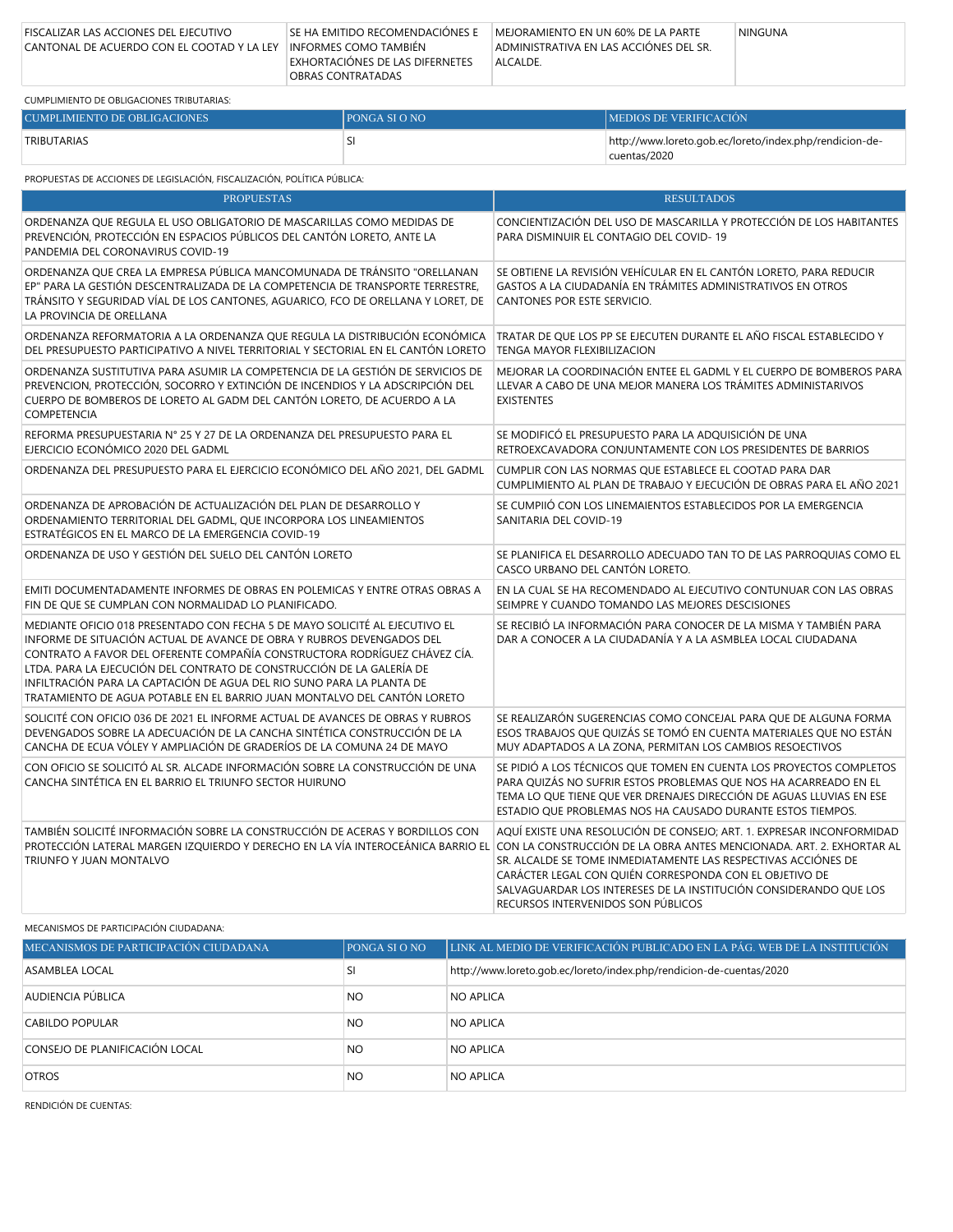| FISCALIZAR LAS ACCIONES DEL EJECUTIVO CANTONAL DE ACUERDO CON EL COOTAD Y LA LEY | SE HA EMITIDO RECOMENDACIÓNES E INFORMES COMO TAMBIÉN EXHORTACIÓNES DE LAS DIFERNETES OBRAS CONTRATADAS | MEJORAMIENTO EN UN 60% DE LA PARTE ADMINISTRATIVA EN LAS ACCIÓNES DEL SR. ALCALDE. | NINGUNA |
|---|---|---|---|

CUMPLIMIENTO DE OBLIGACIONES TRIBUTARIAS:

| CUMPLIMIENTO DE OBLIGACIONES | PONGA SI O NO | MEDIOS DE VERIFICACIÓN |
|---|---|---|
| TRIBUTARIAS | SI | http://www.loreto.gob.ec/loreto/index.php/rendicion-de-cuentas/2020 |

PROPUESTAS DE ACCIONES DE LEGISLACIÓN, FISCALIZACIÓN, POLÍTICA PÚBLICA:

| PROPUESTAS | RESULTADOS |
|---|---|
| ORDENANZA QUE REGULA EL USO OBLIGATORIO DE MASCARILLAS COMO MEDIDAS DE PREVENCIÓN, PROTECCIÓN EN ESPACIOS PÚBLICOS DEL CANTÓN LORETO, ANTE LA PANDEMIA DEL CORONAVIRUS COVID-19 | CONCIENTIZACIÓN DEL USO DE MASCARILLA Y PROTECCIÓN DE LOS HABITANTES PARA DISMINUIR EL CONTAGIO DEL COVID- 19 |
| ORDENANZA QUE CREA LA EMPRESA PÚBLICA MANCOMUNADA DE TRÁNSITO "ORELLANAN EP" PARA LA GESTIÓN DESCENTRALIZADA DE LA COMPETENCIA DE TRANSPORTE TERRESTRE, TRÁNSITO Y SEGURIDAD VÍAL DE LOS CANTONES, AGUARICO, FCO DE ORELLANA Y LORET, DE LA PROVINCIA DE ORELLANA | SE OBTIENE LA REVISIÓN VEHÍCULAR EN EL CANTÓN LORETO, PARA REDUCIR GASTOS A LA CIUDADANÍA EN TRÁMITES ADMINISTRATIVOS EN OTROS CANTONES POR ESTE SERVICIO. |
| ORDENANZA REFORMATORIA A LA ORDENANZA QUE REGULA LA DISTRIBUCIÓN ECONÓMICA DEL PRESUPUESTO PARTICIPATIVO A NIVEL TERRITORIAL Y SECTORIAL EN EL CANTÓN LORETO | TRATAR DE QUE LOS PP SE EJECUTEN DURANTE EL AÑO FISCAL ESTABLECIDO Y TENGA MAYOR FLEXIBILIZACION |
| ORDENANZA SUSTITUTIVA PARA ASUMIR LA COMPETENCIA DE LA GESTIÓN DE SERVICIOS DE PREVENCION, PROTECCIÓN, SOCORRO Y EXTINCIÓN DE INCENDIOS Y LA ADSCRIPCIÓN DEL CUERPO DE BOMBEROS DE LORETO AL GADM DEL CANTÓN LORETO, DE ACUERDO A LA COMPETENCIA | MEJORAR LA COORDINACIÓN ENTEE EL GADML Y EL CUERPO DE BOMBEROS PARA LLEVAR A CABO DE UNA MEJOR MANERA LOS TRÁMITES ADMINISTARIVOS EXISTENTES |
| REFORMA PRESUPUESTARIA N° 25 Y 27 DE LA ORDENANZA DEL PRESUPUESTO PARA EL EJERCICIO ECONÓMICO 2020 DEL GADML | SE MODIFICÓ EL PRESUPUESTO PARA LA ADQUISICIÓN DE UNA RETROEXCAVADORA CONJUNTAMENTE CON LOS PRESIDENTES DE BARRIOS |
| ORDENANZA DEL PRESUPUESTO PARA EL EJERCICIO ECONÓMICO DEL AÑO 2021, DEL GADML | CUMPLIR CON LAS NORMAS QUE ESTABLECE EL COOTAD PARA DAR CUMPLIMIENTO AL PLAN DE TRABAJO Y EJECUCIÓN DE OBRAS PARA EL AÑO 2021 |
| ORDENANZA DE APROBACIÓN DE ACTUALIZACIÓN DEL PLAN DE DESARROLLO Y ORDENAMIENTO TERRITORIAL DEL GADML, QUE INCORPORA LOS LINEAMIENTOS ESTRATÉGICOS EN EL MARCO DE LA EMERGENCIA COVID-19 | SE CUMPIIÓ CON LOS LINEMAIENTOS ESTABLECIDOS POR LA EMERGENCIA SANITARIA DEL COVID-19 |
| ORDENANZA DE USO Y GESTIÓN DEL SUELO DEL CANTÓN LORETO | SE PLANIFICA EL DESARROLLO ADECUADO TAN TO DE LAS PARROQUIAS COMO EL CASCO URBANO DEL CANTÓN LORETO. |
| EMITI DOCUMENTADAMENTE INFORMES DE OBRAS EN POLEMICAS Y ENTRE OTRAS OBRAS A FIN DE QUE SE CUMPLAN CON NORMALIDAD LO PLANIFICADO. | EN LA CUAL SE HA RECOMENDADO AL EJECUTIVO CONTUNUAR CON LAS OBRAS SEIMPRE Y CUANDO TOMANDO LAS MEJORES DESCISIONES |
| MEDIANTE OFICIO 018 PRESENTADO CON FECHA 5 DE MAYO SOLICITÉ AL EJECUTIVO EL INFORME DE SITUACIÓN ACTUAL DE AVANCE DE OBRA Y RUBROS DEVENGADOS DEL CONTRATO A FAVOR DEL OFERENTE COMPAÑÍA CONSTRUCTORA RODRÍGUEZ CHÁVEZ CÍA. LTDA. PARA LA EJECUCIÓN DEL CONTRATO DE CONSTRUCCIÓN DE LA GALERÍA DE INFILTRACIÓN PARA LA CAPTACIÓN DE AGUA DEL RIO SUNO PARA LA PLANTA DE TRATAMIENTO DE AGUA POTABLE EN EL BARRIO JUAN MONTALVO DEL CANTÓN LORETO | SE RECIBIÓ LA INFORMACIÓN PARA CONOCER DE LA MISMA Y TAMBIÉN PARA DAR A CONOCER A LA CIUDADANÍA Y A LA ASMBLEA LOCAL CIUDADANA |
| SOLICITÉ CON OFICIO 036 DE 2021 EL INFORME ACTUAL DE AVANCES DE OBRAS Y RUBROS DEVENGADOS SOBRE LA ADECUACIÓN DE LA CANCHA SINTÉTICA CONSTRUCCIÓN DE LA CANCHA DE ECUA VÓLEY Y AMPLIACIÓN DE GRADERÍOS DE LA COMUNA 24 DE MAYO | SE REALIZARÓN SUGERENCIAS COMO CONCEJAL PARA QUE DE ALGUNA FORMA ESOS TRABAJOS QUE QUIZÁS SE TOMÓ EN CUENTA MATERIALES QUE NO ESTÁN MUY ADAPTADOS A LA ZONA, PERMITAN LOS CAMBIOS RESOECTIVOS |
| CON OFICIO SE SOLICITÓ AL SR. ALCADE INFORMACIÓN SOBRE LA CONSTRUCCIÓN DE UNA CANCHA SINTÉTICA EN EL BARRIO EL TRIUNFO SECTOR HUIRUNO | SE PIDIÓ A LOS TÉCNICOS QUE TOMEN EN CUENTA LOS PROYECTOS COMPLETOS PARA QUIZÁS NO SUFRIR ESTOS PROBLEMAS QUE NOS HA ACARREADO EN EL TEMA LO QUE TIENE QUE VER DRENAJES DIRECCIÓN DE AGUAS LLUVIAS EN ESE ESTADIO QUE PROBLEMAS NOS HA CAUSADO DURANTE ESTOS TIEMPOS. |
| TAMBIÉN SOLICITÉ INFORMACIÓN SOBRE LA CONSTRUCCIÓN DE ACERAS Y BORDILLOS CON PROTECCIÓN LATERAL MARGEN IZQUIERDO Y DERECHO EN LA VÍA INTEROCEÁNICA BARRIO EL TRIUNFO Y JUAN MONTALVO | AQUÍ EXISTE UNA RESOLUCIÓN DE CONSEJO; ART. 1. EXPRESAR INCONFORMIDAD CON LA CONSTRUCCIÓN DE LA OBRA ANTES MENCIONADA. ART. 2. EXHORTAR AL SR. ALCALDE SE TOME INMEDIATAMENTE LAS RESPECTIVAS ACCIÓNES DE CARÁCTER LEGAL CON QUIÉN CORRESPONDA CON EL OBJETIVO DE SALVAGUARDAR LOS INTERESES DE LA INSTITUCIÓN CONSIDERANDO QUE LOS RECURSOS INTERVENIDOS SON PÚBLICOS |

MECANISMOS DE PARTICIPACIÓN CIUDADANA:

| MECANISMOS DE PARTICIPACIÓN CIUDADANA | PONGA SI O NO | LINK AL MEDIO DE VERIFICACIÓN PUBLICADO EN LA PÁG. WEB DE LA INSTITUCIÓN |
|---|---|---|
| ASAMBLEA LOCAL | SI | http://www.loreto.gob.ec/loreto/index.php/rendicion-de-cuentas/2020 |
| AUDIENCIA PÚBLICA | NO | NO APLICA |
| CABILDO POPULAR | NO | NO APLICA |
| CONSEJO DE PLANIFICACIÓN LOCAL | NO | NO APLICA |
| OTROS | NO | NO APLICA |

RENDICIÓN DE CUENTAS: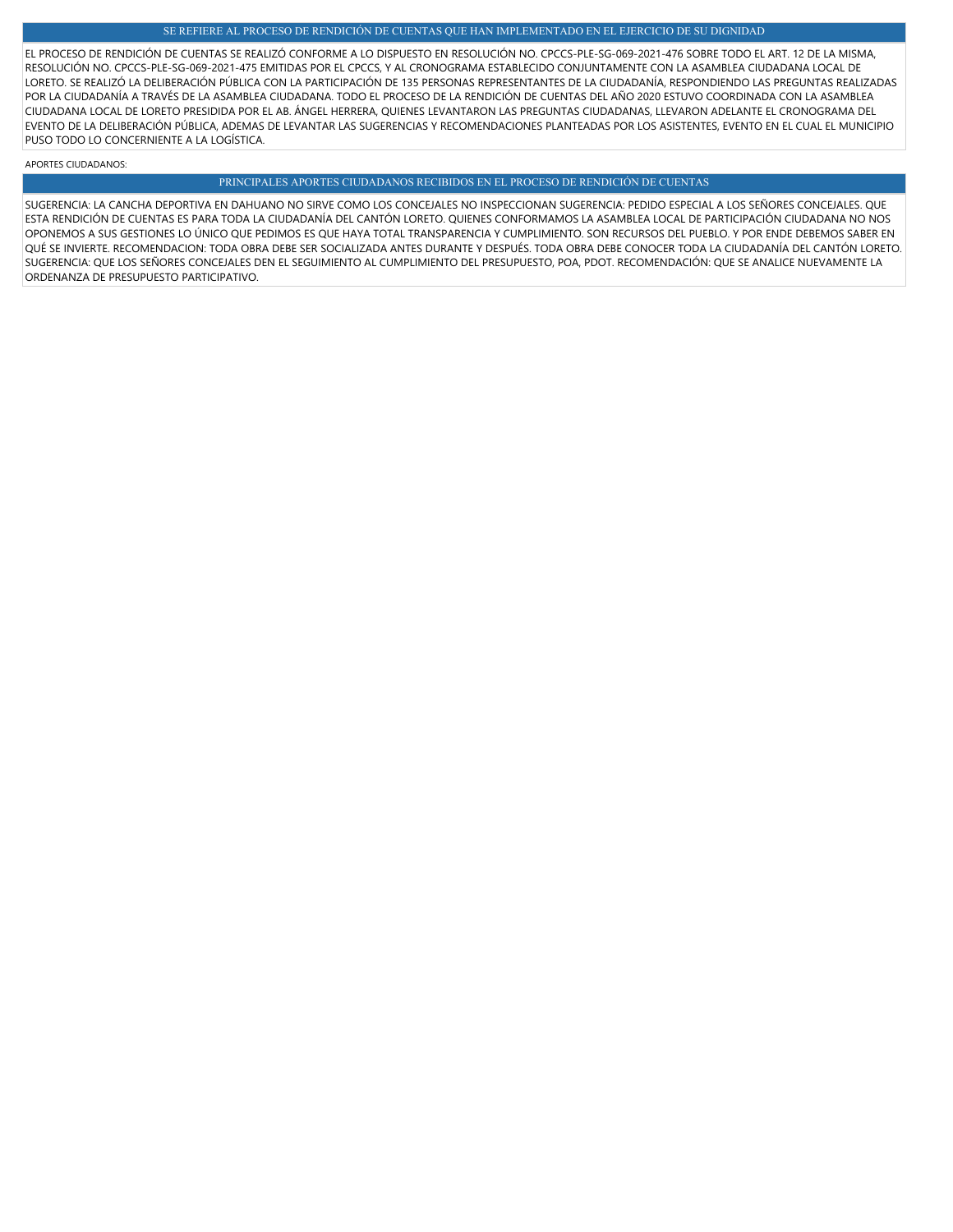## SE REFIERE AL PROCESO DE RENDICIÓN DE CUENTAS QUE HAN IMPLEMENTADO EN EL EJERCICIO DE SU DIGNIDAD

EL PROCESO DE RENDICIÓN DE CUENTAS SE REALIZÓ CONFORME A LO DISPUESTO EN RESOLUCIÓN NO. CPCCS-PLE-SG-069-2021-476 SOBRE TODO EL ART. 12 DE LA MISMA, RESOLUCIÓN NO. CPCCS-PLE-SG-069-2021-475 EMITIDAS POR EL CPCCS, Y AL CRONOGRAMA ESTABLECIDO CONJUNTAMENTE CON LA ASAMBLEA CIUDADANA LOCAL DE LORETO. SE REALIZÓ LA DELIBERACIÓN PÚBLICA CON LA PARTICIPACIÓN DE 135 PERSONAS REPRESENTANTES DE LA CIUDADANÍA, RESPONDIENDO LAS PREGUNTAS REALIZADAS POR LA CIUDADANÍA A TRAVÉS DE LA ASAMBLEA CIUDADANA. TODO EL PROCESO DE LA RENDICIÓN DE CUENTAS DEL AÑO 2020 ESTUVO COORDINADA CON LA ASAMBLEA CIUDADANA LOCAL DE LORETO PRESIDIDA POR EL AB. ÁNGEL HERRERA, QUIENES LEVANTARON LAS PREGUNTAS CIUDADANAS, LLEVARON ADELANTE EL CRONOGRAMA DEL EVENTO DE LA DELIBERACIÓN PÚBLICA, ADEMAS DE LEVANTAR LAS SUGERENCIAS Y RECOMENDACIONES PLANTEADAS POR LOS ASISTENTES, EVENTO EN EL CUAL EL MUNICIPIO PUSO TODO LO CONCERNIENTE A LA LOGÍSTICA.

APORTES CIUDADANOS:

## PRINCIPALES APORTES CIUDADANOS RECIBIDOS EN EL PROCESO DE RENDICIÓN DE CUENTAS

SUGERENCIA: LA CANCHA DEPORTIVA EN DAHUANO NO SIRVE COMO LOS CONCEJALES NO INSPECCIONAN SUGERENCIA: PEDIDO ESPECIAL A LOS SEÑORES CONCEJALES. QUE ESTA RENDICIÓN DE CUENTAS ES PARA TODA LA CIUDADANÍA DEL CANTÓN LORETO. QUIENES CONFORMAMOS LA ASAMBLEA LOCAL DE PARTICIPACIÓN CIUDADANA NO NOS OPONEMOS A SUS GESTIONES LO ÚNICO QUE PEDIMOS ES QUE HAYA TOTAL TRANSPARENCIA Y CUMPLIMIENTO. SON RECURSOS DEL PUEBLO. Y POR ENDE DEBEMOS SABER EN QUÉ SE INVIERTE. RECOMENDACION: TODA OBRA DEBE SER SOCIALIZADA ANTES DURANTE Y DESPUÉS. TODA OBRA DEBE CONOCER TODA LA CIUDADANÍA DEL CANTÓN LORETO. SUGERENCIA: QUE LOS SEÑORES CONCEJALES DEN EL SEGUIMIENTO AL CUMPLIMIENTO DEL PRESUPUESTO, POA, PDOT. RECOMENDACIÓN: QUE SE ANALICE NUEVAMENTE LA ORDENANZA DE PRESUPUESTO PARTICIPATIVO.